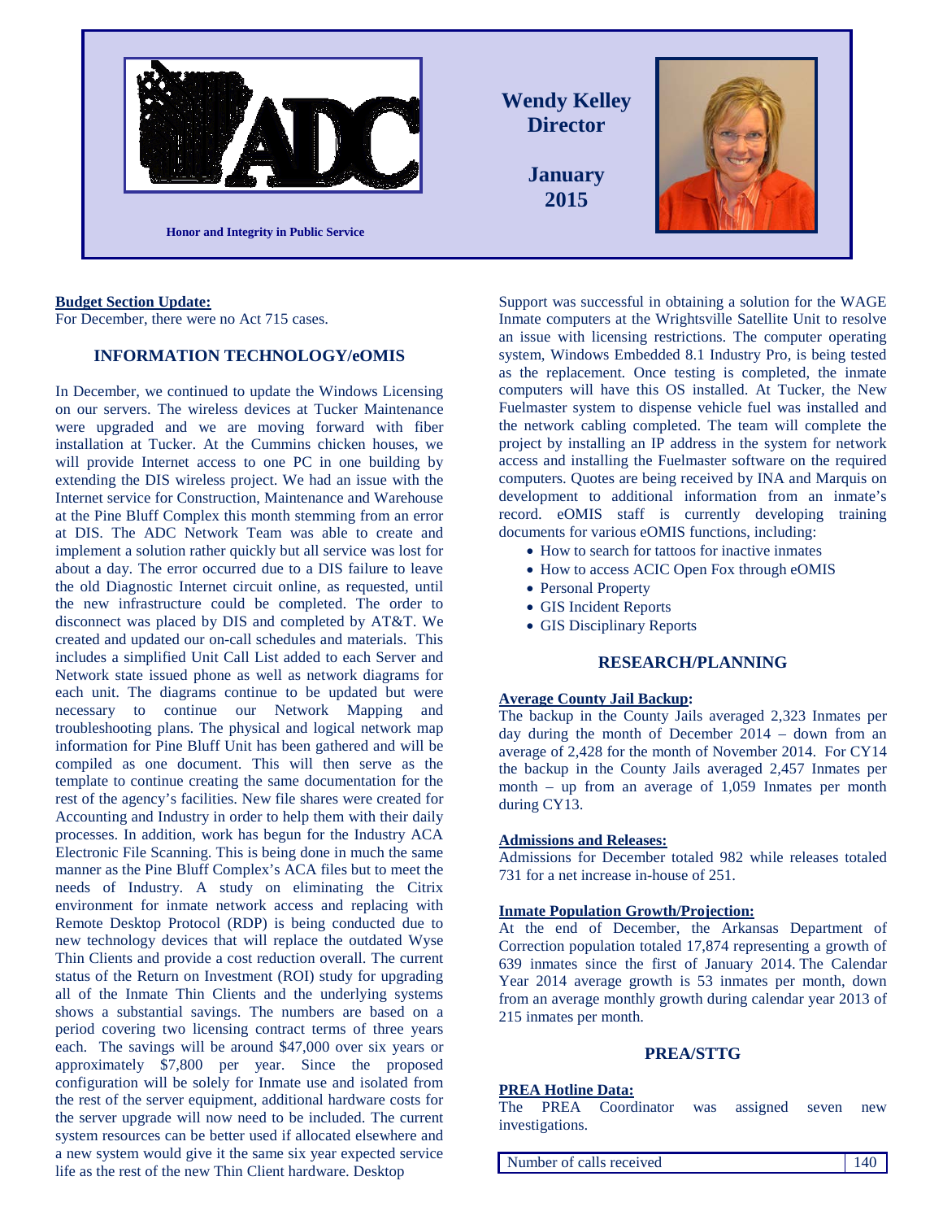Honor and Integrity in Public Service

**Wendy Kelley**
**Director**

**January 2015**

**Budget Section Update:**

For December, there were no Act 715 cases.

## INFORMATION TECHNOLOGY/eOMIS

In December, we continued to update the Windows Licensing on our servers. The wireless devices at Tucker Maintenance were upgraded and we are moving forward with fiber installation at Tucker. At the Cummins chicken houses, we will provide Internet access to one PC in one building by extending the DIS wireless project. We had an issue with the Internet service for Construction, Maintenance and Warehouse at the Pine Bluff Complex this month stemming from an error at DIS. The ADC Network Team was able to create and implement a solution rather quickly but all service was lost for about a day. The error occurred due to a DIS failure to leave the old Diagnostic Internet circuit online, as requested, until the new infrastructure could be completed. The order to disconnect was placed by DIS and completed by AT&T. We created and updated our on-call schedules and materials. This includes a simplified Unit Call List added to each Server and Network state issued phone as well as network diagrams for each unit. The diagrams continue to be updated but were necessary to continue our Network Mapping and troubleshooting plans. The physical and logical network map information for Pine Bluff Unit has been gathered and will be compiled as one document. This will then serve as the template to continue creating the same documentation for the rest of the agency's facilities. New file shares were created for Accounting and Industry in order to help them with their daily processes. In addition, work has begun for the Industry ACA Electronic File Scanning. This is being done in much the same manner as the Pine Bluff Complex's ACA files but to meet the needs of Industry. A study on eliminating the Citrix environment for inmate network access and replacing with Remote Desktop Protocol (RDP) is being conducted due to new technology devices that will replace the outdated Wyse Thin Clients and provide a cost reduction overall. The current status of the Return on Investment (ROI) study for upgrading all of the Inmate Thin Clients and the underlying systems shows a substantial savings. The numbers are based on a period covering two licensing contract terms of three years each. The savings will be around $47,000 over six years or approximately $7,800 per year. Since the proposed configuration will be solely for Inmate use and isolated from the rest of the server equipment, additional hardware costs for the server upgrade will now need to be included. The current system resources can be better used if allocated elsewhere and a new system would give it the same six year expected service life as the rest of the new Thin Client hardware. Desktop Support was successful in obtaining a solution for the WAGE Inmate computers at the Wrightsville Satellite Unit to resolve an issue with licensing restrictions. The computer operating system, Windows Embedded 8.1 Industry Pro, is being tested as the replacement. Once testing is completed, the inmate computers will have this OS installed. At Tucker, the New Fuelmaster system to dispense vehicle fuel was installed and the network cabling completed. The team will complete the project by installing an IP address in the system for network access and installing the Fuelmaster software on the required computers. Quotes are being received by INA and Marquis on development to additional information from an inmate's record. eOMIS staff is currently developing training documents for various eOMIS functions, including:

- How to search for tattoos for inactive inmates
- How to access ACIC Open Fox through eOMIS
- Personal Property
- GIS Incident Reports
- GIS Disciplinary Reports

## RESEARCH/PLANNING

**Average County Jail Backup:**

The backup in the County Jails averaged 2,323 Inmates per day during the month of December 2014 – down from an average of 2,428 for the month of November 2014. For CY14 the backup in the County Jails averaged 2,457 Inmates per month – up from an average of 1,059 Inmates per month during CY13.

**Admissions and Releases:**

Admissions for December totaled 982 while releases totaled 731 for a net increase in-house of 251.

**Inmate Population Growth/Projection:**

At the end of December, the Arkansas Department of Correction population totaled 17,874 representing a growth of 639 inmates since the first of January 2014. The Calendar Year 2014 average growth is 53 inmates per month, down from an average monthly growth during calendar year 2013 of 215 inmates per month.

## PREA/STTG

**PREA Hotline Data:**

The PREA Coordinator was assigned seven new investigations.

| Number of calls received | 140 |
|---|---|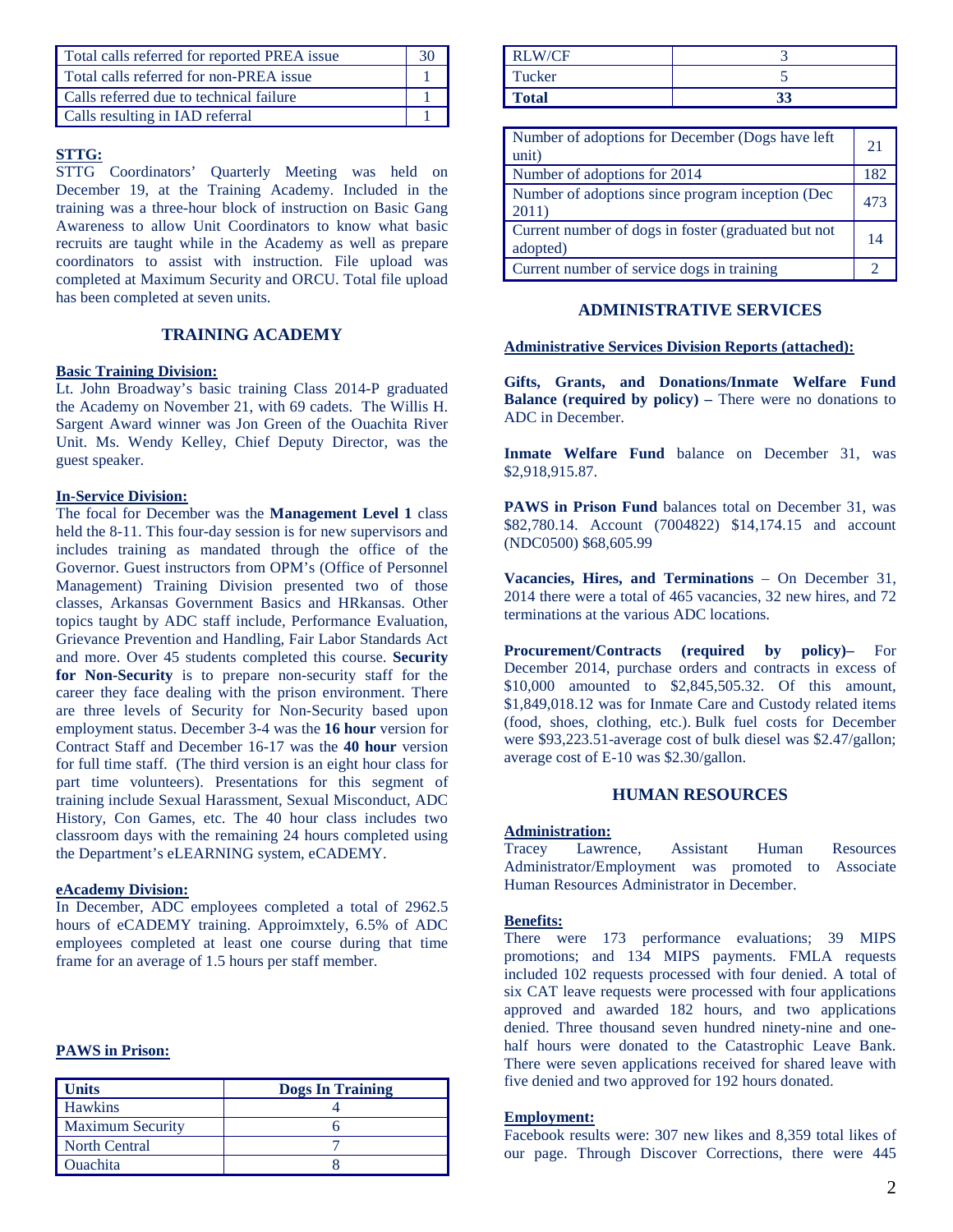| Total calls referred for reported PREA issue | 30 |
| --- | --- |
| Total calls referred for non-PREA issue | 1 |
| Calls referred due to technical failure | 1 |
| Calls resulting in IAD referral | 1 |

**STTG:**

STTG Coordinators' Quarterly Meeting was held on December 19, at the Training Academy. Included in the training was a three-hour block of instruction on Basic Gang Awareness to allow Unit Coordinators to know what basic recruits are taught while in the Academy as well as prepare coordinators to assist with instruction. File upload was completed at Maximum Security and ORCU. Total file upload has been completed at seven units.

## TRAINING ACADEMY

**Basic Training Division:**

Lt. John Broadway's basic training Class 2014-P graduated the Academy on November 21, with 69 cadets. The Willis H. Sargent Award winner was Jon Green of the Ouachita River Unit. Ms. Wendy Kelley, Chief Deputy Director, was the guest speaker.

**In-Service Division:**

The focal for December was the **Management Level 1** class held the 8-11. This four-day session is for new supervisors and includes training as mandated through the office of the Governor. Guest instructors from OPM's (Office of Personnel Management) Training Division presented two of those classes, Arkansas Government Basics and HRkansas. Other topics taught by ADC staff include, Performance Evaluation, Grievance Prevention and Handling, Fair Labor Standards Act and more. Over 45 students completed this course. **Security for Non-Security** is to prepare non-security staff for the career they face dealing with the prison environment. There are three levels of Security for Non-Security based upon employment status. December 3-4 was the **16 hour** version for Contract Staff and December 16-17 was the **40 hour** version for full time staff. (The third version is an eight hour class for part time volunteers). Presentations for this segment of training include Sexual Harassment, Sexual Misconduct, ADC History, Con Games, etc. The 40 hour class includes two classroom days with the remaining 24 hours completed using the Department's eLEARNING system, eCADEMY.

**eAcademy Division:**

In December, ADC employees completed a total of 2962.5 hours of eCADEMY training. Approimxtely, 6.5% of ADC employees completed at least one course during that time frame for an average of 1.5 hours per staff member.

**PAWS in Prison:**

| Units | Dogs In Training |
| --- | --- |
| Hawkins | 4 |
| Maximum Security | 6 |
| North Central | 7 |
| Ouachita | 8 |
| RLW/CF | 3 |
| Tucker | 5 |
| **Total** | **33** |

| Number of adoptions for December (Dogs have left unit) | 21 |
| --- | --- |
| Number of adoptions for 2014 | 182 |
| Number of adoptions since program inception (Dec 2011) | 473 |
| Current number of dogs in foster (graduated but not adopted) | 14 |
| Current number of service dogs in training | 2 |

## ADMINISTRATIVE SERVICES

**Administrative Services Division Reports (attached):**

**Gifts, Grants, and Donations/Inmate Welfare Fund Balance (required by policy) –** There were no donations to ADC in December.

**Inmate Welfare Fund** balance on December 31, was $2,918,915.87.

**PAWS in Prison Fund** balances total on December 31, was $82,780.14. Account (7004822) $14,174.15 and account (NDC0500) $68,605.99

**Vacancies, Hires, and Terminations** – On December 31, 2014 there were a total of 465 vacancies, 32 new hires, and 72 terminations at the various ADC locations.

**Procurement/Contracts (required by policy)–** For December 2014, purchase orders and contracts in excess of $10,000 amounted to $2,845,505.32. Of this amount, $1,849,018.12 was for Inmate Care and Custody related items (food, shoes, clothing, etc.). Bulk fuel costs for December were $93,223.51-average cost of bulk diesel was $2.47/gallon; average cost of E-10 was $2.30/gallon.

## HUMAN RESOURCES

**Administration:**

Tracey Lawrence, Assistant Human Resources Administrator/Employment was promoted to Associate Human Resources Administrator in December.

**Benefits:**

There were 173 performance evaluations; 39 MIPS promotions; and 134 MIPS payments. FMLA requests included 102 requests processed with four denied. A total of six CAT leave requests were processed with four applications approved and awarded 182 hours, and two applications denied. Three thousand seven hundred ninety-nine and one-half hours were donated to the Catastrophic Leave Bank. There were seven applications received for shared leave with five denied and two approved for 192 hours donated.

**Employment:**

Facebook results were: 307 new likes and 8,359 total likes of our page. Through Discover Corrections, there were 445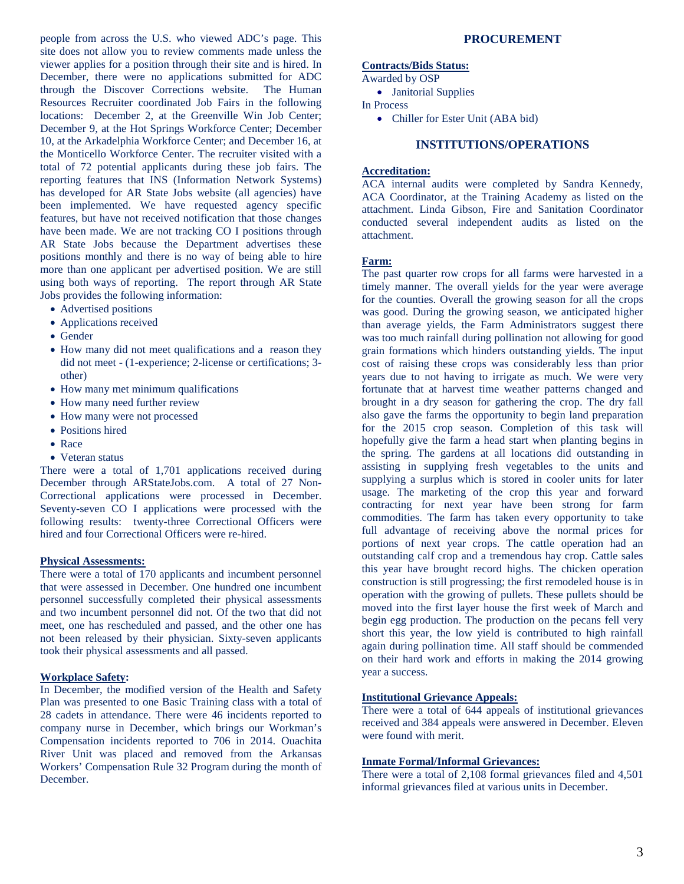people from across the U.S. who viewed ADC's page. This site does not allow you to review comments made unless the viewer applies for a position through their site and is hired. In December, there were no applications submitted for ADC through the Discover Corrections website. The Human Resources Recruiter coordinated Job Fairs in the following locations: December 2, at the Greenville Win Job Center; December 9, at the Hot Springs Workforce Center; December 10, at the Arkadelphia Workforce Center; and December 16, at the Monticello Workforce Center. The recruiter visited with a total of 72 potential applicants during these job fairs. The reporting features that INS (Information Network Systems) has developed for AR State Jobs website (all agencies) have been implemented. We have requested agency specific features, but have not received notification that those changes have been made. We are not tracking CO I positions through AR State Jobs because the Department advertises these positions monthly and there is no way of being able to hire more than one applicant per advertised position. We are still using both ways of reporting. The report through AR State Jobs provides the following information:

- Advertised positions
- Applications received
- Gender
- How many did not meet qualifications and a reason they did not meet - (1-experience; 2-license or certifications; 3-other)
- How many met minimum qualifications
- How many need further review
- How many were not processed
- Positions hired
- Race
- Veteran status

There were a total of 1,701 applications received during December through ARStateJobs.com. A total of 27 Non-Correctional applications were processed in December. Seventy-seven CO I applications were processed with the following results: twenty-three Correctional Officers were hired and four Correctional Officers were re-hired.

**Physical Assessments:**

There were a total of 170 applicants and incumbent personnel that were assessed in December. One hundred one incumbent personnel successfully completed their physical assessments and two incumbent personnel did not. Of the two that did not meet, one has rescheduled and passed, and the other one has not been released by their physician. Sixty-seven applicants took their physical assessments and all passed.

**Workplace Safety:**

In December, the modified version of the Health and Safety Plan was presented to one Basic Training class with a total of 28 cadets in attendance. There were 46 incidents reported to company nurse in December, which brings our Workman's Compensation incidents reported to 706 in 2014. Ouachita River Unit was placed and removed from the Arkansas Workers' Compensation Rule 32 Program during the month of December.

## PROCUREMENT

**Contracts/Bids Status:**

Awarded by OSP

- Janitorial Supplies

In Process

- Chiller for Ester Unit (ABA bid)

## INSTITUTIONS/OPERATIONS

**Accreditation:**

ACA internal audits were completed by Sandra Kennedy, ACA Coordinator, at the Training Academy as listed on the attachment. Linda Gibson, Fire and Sanitation Coordinator conducted several independent audits as listed on the attachment.

**Farm:**

The past quarter row crops for all farms were harvested in a timely manner. The overall yields for the year were average for the counties. Overall the growing season for all the crops was good. During the growing season, we anticipated higher than average yields, the Farm Administrators suggest there was too much rainfall during pollination not allowing for good grain formations which hinders outstanding yields. The input cost of raising these crops was considerably less than prior years due to not having to irrigate as much. We were very fortunate that at harvest time weather patterns changed and brought in a dry season for gathering the crop. The dry fall also gave the farms the opportunity to begin land preparation for the 2015 crop season. Completion of this task will hopefully give the farm a head start when planting begins in the spring. The gardens at all locations did outstanding in assisting in supplying fresh vegetables to the units and supplying a surplus which is stored in cooler units for later usage. The marketing of the crop this year and forward contracting for next year have been strong for farm commodities. The farm has taken every opportunity to take full advantage of receiving above the normal prices for portions of next year crops. The cattle operation had an outstanding calf crop and a tremendous hay crop. Cattle sales this year have brought record highs. The chicken operation construction is still progressing; the first remodeled house is in operation with the growing of pullets. These pullets should be moved into the first layer house the first week of March and begin egg production. The production on the pecans fell very short this year, the low yield is contributed to high rainfall again during pollination time. All staff should be commended on their hard work and efforts in making the 2014 growing year a success.

**Institutional Grievance Appeals:**

There were a total of 644 appeals of institutional grievances received and 384 appeals were answered in December. Eleven were found with merit.

**Inmate Formal/Informal Grievances:**

There were a total of 2,108 formal grievances filed and 4,501 informal grievances filed at various units in December.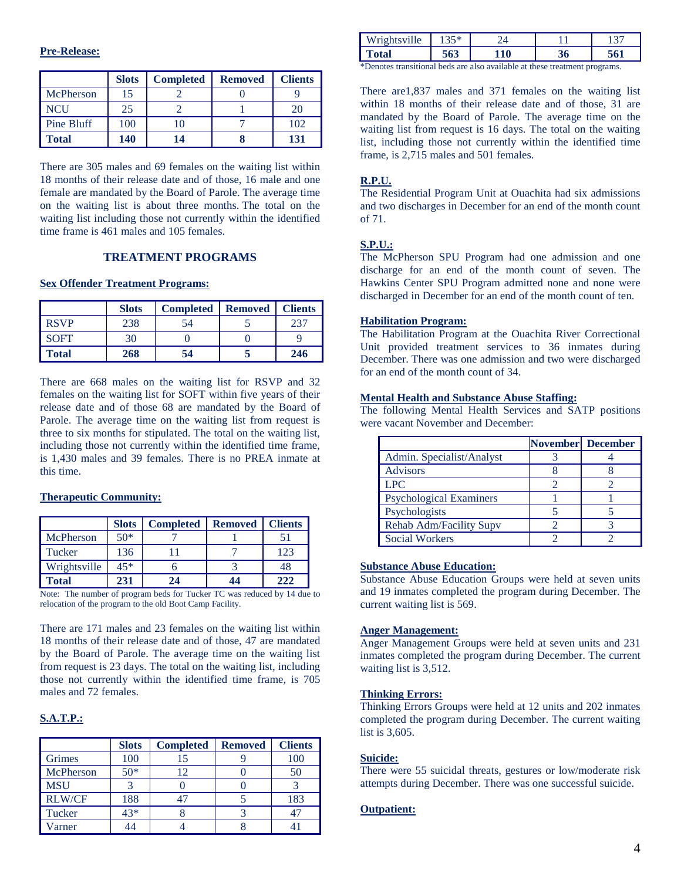**Pre-Release:**

| | Slots | Completed | Removed | Clients |
|---|---|---|---|---|
| McPherson | 15 | 2 | 0 | 9 |
| NCU | 25 | 2 | 1 | 20 |
| Pine Bluff | 100 | 10 | 7 | 102 |
| **Total** | **140** | **14** | **8** | **131** |

There are 305 males and 69 females on the waiting list within 18 months of their release date and of those, 16 male and one female are mandated by the Board of Parole. The average time on the waiting list is about three months. The total on the waiting list including those not currently within the identified time frame is 461 males and 105 females.

## TREATMENT PROGRAMS

**Sex Offender Treatment Programs:**

| | Slots | Completed | Removed | Clients |
|---|---|---|---|---|
| RSVP | 238 | 54 | 5 | 237 |
| SOFT | 30 | 0 | 0 | 9 |
| **Total** | **268** | **54** | **5** | **246** |

There are 668 males on the waiting list for RSVP and 32 females on the waiting list for SOFT within five years of their release date and of those 68 are mandated by the Board of Parole. The average time on the waiting list from request is three to six months for stipulated. The total on the waiting list, including those not currently within the identified time frame, is 1,430 males and 39 females. There is no PREA inmate at this time.

**Therapeutic Community:**

| | Slots | Completed | Removed | Clients |
|---|---|---|---|---|
| McPherson | 50* | 7 | 1 | 51 |
| Tucker | 136 | 11 | 7 | 123 |
| Wrightsville | 45* | 6 | 3 | 48 |
| **Total** | **231** | **24** | **44** | **222** |

Note: The number of program beds for Tucker TC was reduced by 14 due to relocation of the program to the old Boot Camp Facility.

There are 171 males and 23 females on the waiting list within 18 months of their release date and of those, 47 are mandated by the Board of Parole. The average time on the waiting list from request is 23 days. The total on the waiting list, including those not currently within the identified time frame, is 705 males and 72 females.

**S.A.T.P.:**

| | Slots | Completed | Removed | Clients |
|---|---|---|---|---|
| Grimes | 100 | 15 | 9 | 100 |
| McPherson | 50* | 12 | 0 | 50 |
| MSU | 3 | 0 | 0 | 3 |
| RLW/CF | 188 | 47 | 5 | 183 |
| Tucker | 43* | 8 | 3 | 47 |
| Varner | 44 | 4 | 8 | 41 |
| Wrightsville | 135* | 24 | 11 | 137 |
| **Total** | **563** | **110** | **36** | **561** |

*Denotes transitional beds are also available at these treatment programs.

There are1,837 males and 371 females on the waiting list within 18 months of their release date and of those, 31 are mandated by the Board of Parole. The average time on the waiting list from request is 16 days. The total on the waiting list, including those not currently within the identified time frame, is 2,715 males and 501 females.

**R.P.U.**

The Residential Program Unit at Ouachita had six admissions and two discharges in December for an end of the month count of 71.

**S.P.U.:**

The McPherson SPU Program had one admission and one discharge for an end of the month count of seven. The Hawkins Center SPU Program admitted none and none were discharged in December for an end of the month count of ten.

**Habilitation Program:**

The Habilitation Program at the Ouachita River Correctional Unit provided treatment services to 36 inmates during December. There was one admission and two were discharged for an end of the month count of 34.

**Mental Health and Substance Abuse Staffing:**

The following Mental Health Services and SATP positions were vacant November and December:

| | November | December |
|---|---|---|
| Admin. Specialist/Analyst | 3 | 4 |
| Advisors | 8 | 8 |
| LPC | 2 | 2 |
| Psychological Examiners | 1 | 1 |
| Psychologists | 5 | 5 |
| Rehab Adm/Facility Supv | 2 | 3 |
| Social Workers | 2 | 2 |

**Substance Abuse Education:**

Substance Abuse Education Groups were held at seven units and 19 inmates completed the program during December. The current waiting list is 569.

**Anger Management:**

Anger Management Groups were held at seven units and 231 inmates completed the program during December. The current waiting list is 3,512.

**Thinking Errors:**

Thinking Errors Groups were held at 12 units and 202 inmates completed the program during December. The current waiting list is 3,605.

**Suicide:**

There were 55 suicidal threats, gestures or low/moderate risk attempts during December. There was one successful suicide.

**Outpatient:**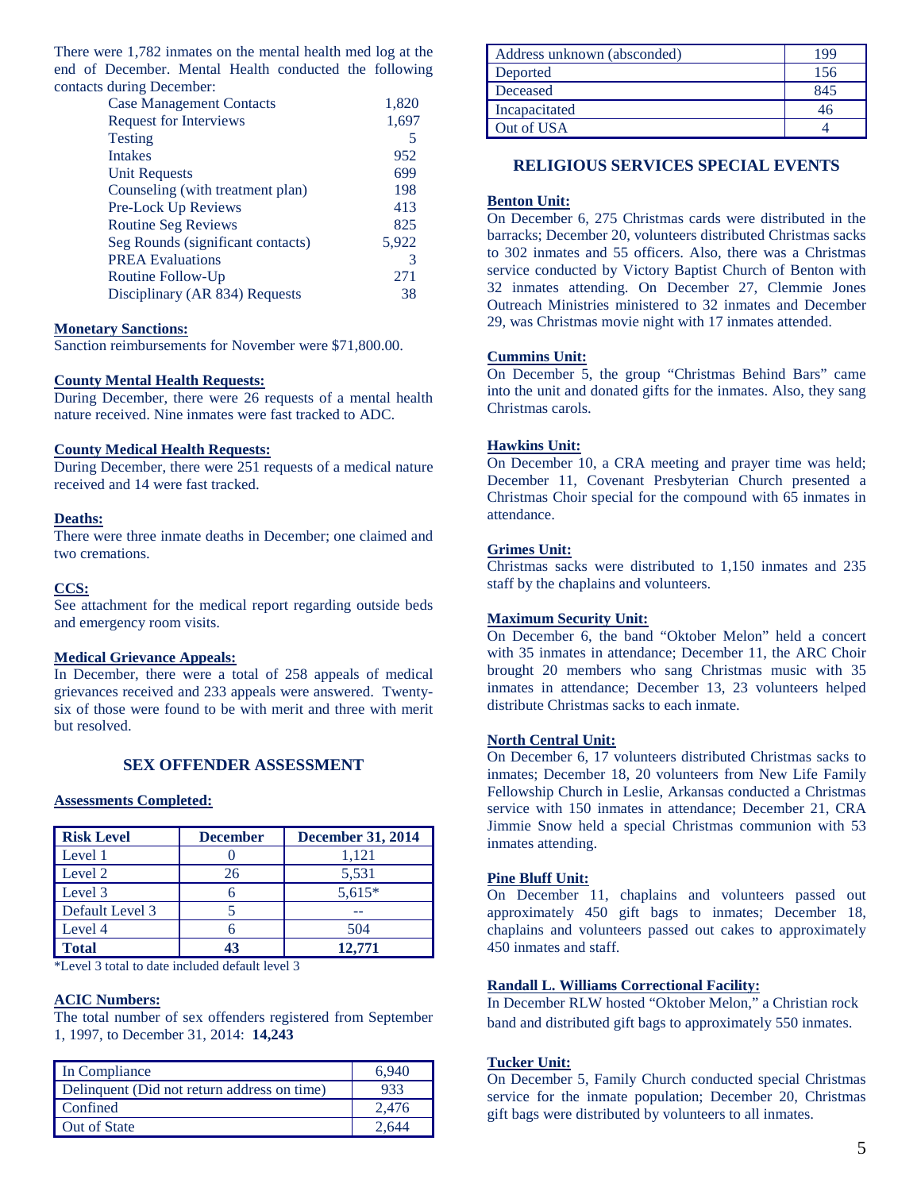There were 1,782 inmates on the mental health med log at the end of December. Mental Health conducted the following contacts during December:

| | |
|---|---|
| Case Management Contacts | 1,820 |
| Request for Interviews | 1,697 |
| Testing | 5 |
| Intakes | 952 |
| Unit Requests | 699 |
| Counseling (with treatment plan) | 198 |
| Pre-Lock Up Reviews | 413 |
| Routine Seg Reviews | 825 |
| Seg Rounds (significant contacts) | 5,922 |
| PREA Evaluations | 3 |
| Routine Follow-Up | 271 |
| Disciplinary (AR 834) Requests | 38 |

**Monetary Sanctions:**

Sanction reimbursements for November were $71,800.00.

**County Mental Health Requests:**

During December, there were 26 requests of a mental health nature received. Nine inmates were fast tracked to ADC.

**County Medical Health Requests:**

During December, there were 251 requests of a medical nature received and 14 were fast tracked.

**Deaths:**

There were three inmate deaths in December; one claimed and two cremations.

**CCS:**

See attachment for the medical report regarding outside beds and emergency room visits.

**Medical Grievance Appeals:**

In December, there were a total of 258 appeals of medical grievances received and 233 appeals were answered. Twenty-six of those were found to be with merit and three with merit but resolved.

## SEX OFFENDER ASSESSMENT

**Assessments Completed:**

| Risk Level | December | December 31, 2014 |
|---|---|---|
| Level 1 | 0 | 1,121 |
| Level 2 | 26 | 5,531 |
| Level 3 | 6 | 5,615* |
| Default Level 3 | 5 | -- |
| Level 4 | 6 | 504 |
| **Total** | **43** | **12,771** |

*Level 3 total to date included default level 3

**ACIC Numbers:**

The total number of sex offenders registered from September 1, 1997, to December 31, 2014: **14,243**

| | |
|---|---|
| In Compliance | 6,940 |
| Delinquent (Did not return address on time) | 933 |
| Confined | 2,476 |
| Out of State | 2,644 |
| Address unknown (absconded) | 199 |
| Deported | 156 |
| Deceased | 845 |
| Incapacitated | 46 |
| Out of USA | 4 |

## RELIGIOUS SERVICES SPECIAL EVENTS

**Benton Unit:**

On December 6, 275 Christmas cards were distributed in the barracks; December 20, volunteers distributed Christmas sacks to 302 inmates and 55 officers. Also, there was a Christmas service conducted by Victory Baptist Church of Benton with 32 inmates attending. On December 27, Clemmie Jones Outreach Ministries ministered to 32 inmates and December 29, was Christmas movie night with 17 inmates attended.

**Cummins Unit:**

On December 5, the group "Christmas Behind Bars" came into the unit and donated gifts for the inmates. Also, they sang Christmas carols.

**Hawkins Unit:**

On December 10, a CRA meeting and prayer time was held; December 11, Covenant Presbyterian Church presented a Christmas Choir special for the compound with 65 inmates in attendance.

**Grimes Unit:**

Christmas sacks were distributed to 1,150 inmates and 235 staff by the chaplains and volunteers.

**Maximum Security Unit:**

On December 6, the band "Oktober Melon" held a concert with 35 inmates in attendance; December 11, the ARC Choir brought 20 members who sang Christmas music with 35 inmates in attendance; December 13, 23 volunteers helped distribute Christmas sacks to each inmate.

**North Central Unit:**

On December 6, 17 volunteers distributed Christmas sacks to inmates; December 18, 20 volunteers from New Life Family Fellowship Church in Leslie, Arkansas conducted a Christmas service with 150 inmates in attendance; December 21, CRA Jimmie Snow held a special Christmas communion with 53 inmates attending.

**Pine Bluff Unit:**

On December 11, chaplains and volunteers passed out approximately 450 gift bags to inmates; December 18, chaplains and volunteers passed out cakes to approximately 450 inmates and staff.

**Randall L. Williams Correctional Facility:**

In December RLW hosted "Oktober Melon," a Christian rock band and distributed gift bags to approximately 550 inmates.

**Tucker Unit:**

On December 5, Family Church conducted special Christmas service for the inmate population; December 20, Christmas gift bags were distributed by volunteers to all inmates.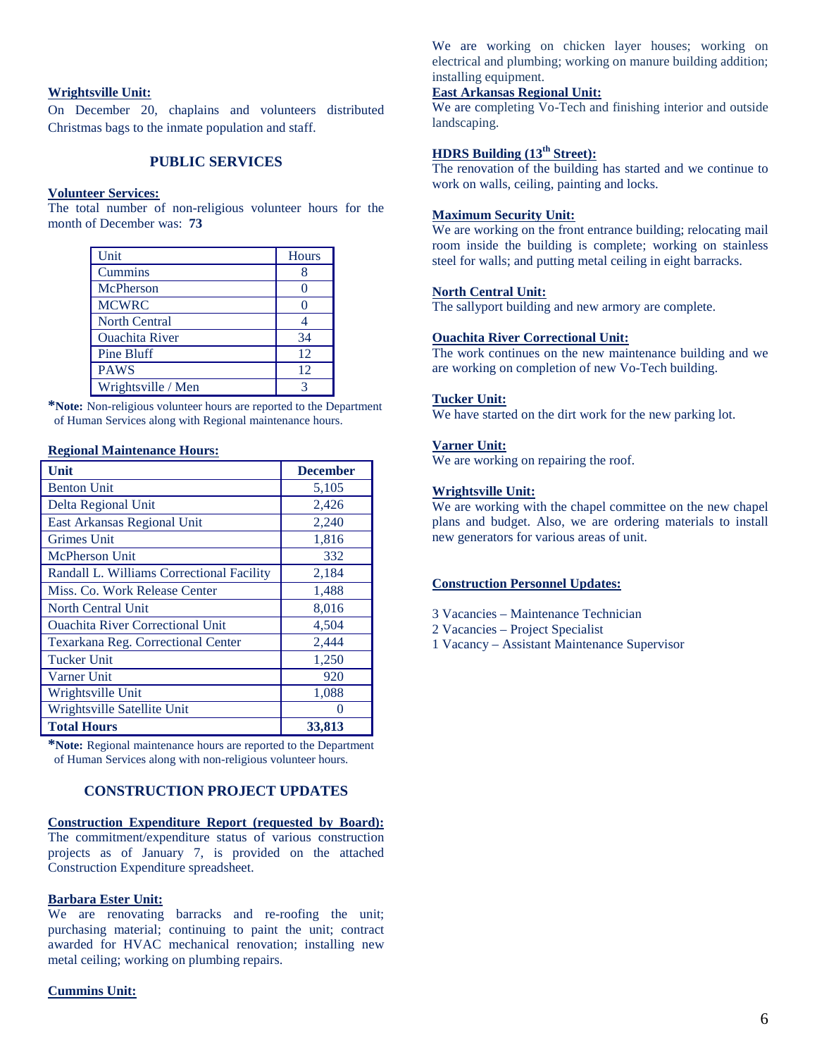**Wrightsville Unit:**

On December 20, chaplains and volunteers distributed Christmas bags to the inmate population and staff.

## PUBLIC SERVICES

**Volunteer Services:**

The total number of non-religious volunteer hours for the month of December was: **73**

| Unit | Hours |
|---|---|
| Cummins | 8 |
| McPherson | 0 |
| MCWRC | 0 |
| North Central | 4 |
| Ouachita River | 34 |
| Pine Bluff | 12 |
| PAWS | 12 |
| Wrightsville / Men | 3 |

***Note:** Non-religious volunteer hours are reported to the Department of Human Services along with Regional maintenance hours.

**Regional Maintenance Hours:**

| Unit | December |
|---|---|
| Benton Unit | 5,105 |
| Delta Regional Unit | 2,426 |
| East Arkansas Regional Unit | 2,240 |
| Grimes Unit | 1,816 |
| McPherson Unit | 332 |
| Randall L. Williams Correctional Facility | 2,184 |
| Miss. Co. Work Release Center | 1,488 |
| North Central Unit | 8,016 |
| Ouachita River Correctional Unit | 4,504 |
| Texarkana Reg. Correctional Center | 2,444 |
| Tucker Unit | 1,250 |
| Varner Unit | 920 |
| Wrightsville Unit | 1,088 |
| Wrightsville Satellite Unit | 0 |
| **Total Hours** | **33,813** |

***Note:** Regional maintenance hours are reported to the Department of Human Services along with non-religious volunteer hours.

## CONSTRUCTION PROJECT UPDATES

**Construction Expenditure Report (requested by Board):**

The commitment/expenditure status of various construction projects as of January 7, is provided on the attached Construction Expenditure spreadsheet.

**Barbara Ester Unit:**

We are renovating barracks and re-roofing the unit; purchasing material; continuing to paint the unit; contract awarded for HVAC mechanical renovation; installing new metal ceiling; working on plumbing repairs.

**Cummins Unit:**

We are working on chicken layer houses; working on electrical and plumbing; working on manure building addition; installing equipment.

**East Arkansas Regional Unit:**

We are completing Vo-Tech and finishing interior and outside landscaping.

**HDRS Building (13th Street):**

The renovation of the building has started and we continue to work on walls, ceiling, painting and locks.

**Maximum Security Unit:**

We are working on the front entrance building; relocating mail room inside the building is complete; working on stainless steel for walls; and putting metal ceiling in eight barracks.

**North Central Unit:**

The sallyport building and new armory are complete.

**Ouachita River Correctional Unit:**

The work continues on the new maintenance building and we are working on completion of new Vo-Tech building.

**Tucker Unit:**

We have started on the dirt work for the new parking lot.

**Varner Unit:**

We are working on repairing the roof.

**Wrightsville Unit:**

We are working with the chapel committee on the new chapel plans and budget. Also, we are ordering materials to install new generators for various areas of unit.

**Construction Personnel Updates:**

3 Vacancies – Maintenance Technician
2 Vacancies – Project Specialist
1 Vacancy – Assistant Maintenance Supervisor